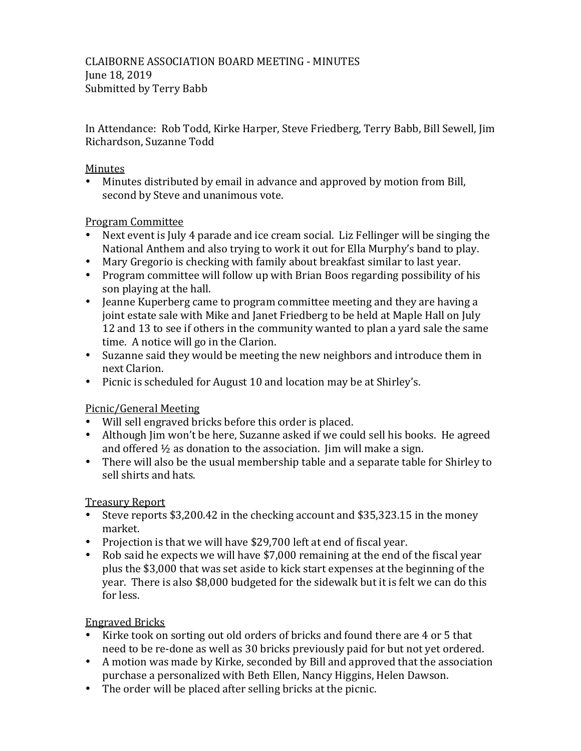CLAIBORNE ASSOCIATION BOARD MEETING - MINUTES
June 18, 2019
Submitted by Terry Babb

In Attendance: Rob Todd, Kirke Harper, Steve Friedberg, Terry Babb, Bill Sewell, Jim Richardson, Suzanne Todd

Minutes

- Minutes distributed by email in advance and approved by motion from Bill, second by Steve and unanimous vote.

Program Committee

- Next event is July 4 parade and ice cream social. Liz Fellinger will be singing the National Anthem and also trying to work it out for Ella Murphy's band to play.
- Mary Gregorio is checking with family about breakfast similar to last year.
- Program committee will follow up with Brian Boos regarding possibility of his son playing at the hall.
- Jeanne Kuperberg came to program committee meeting and they are having a joint estate sale with Mike and Janet Friedberg to be held at Maple Hall on July 12 and 13 to see if others in the community wanted to plan a yard sale the same time. A notice will go in the Clarion.
- Suzanne said they would be meeting the new neighbors and introduce them in next Clarion.
- Picnic is scheduled for August 10 and location may be at Shirley's.

Picnic/General Meeting

- Will sell engraved bricks before this order is placed.
- Although Jim won't be here, Suzanne asked if we could sell his books. He agreed and offered ½ as donation to the association. Jim will make a sign.
- There will also be the usual membership table and a separate table for Shirley to sell shirts and hats.

Treasury Report

- Steve reports $3,200.42 in the checking account and $35,323.15 in the money market.
- Projection is that we will have $29,700 left at end of fiscal year.
- Rob said he expects we will have $7,000 remaining at the end of the fiscal year plus the $3,000 that was set aside to kick start expenses at the beginning of the year. There is also $8,000 budgeted for the sidewalk but it is felt we can do this for less.

Engraved Bricks

- Kirke took on sorting out old orders of bricks and found there are 4 or 5 that need to be re-done as well as 30 bricks previously paid for but not yet ordered.
- A motion was made by Kirke, seconded by Bill and approved that the association purchase a personalized with Beth Ellen, Nancy Higgins, Helen Dawson.
- The order will be placed after selling bricks at the picnic.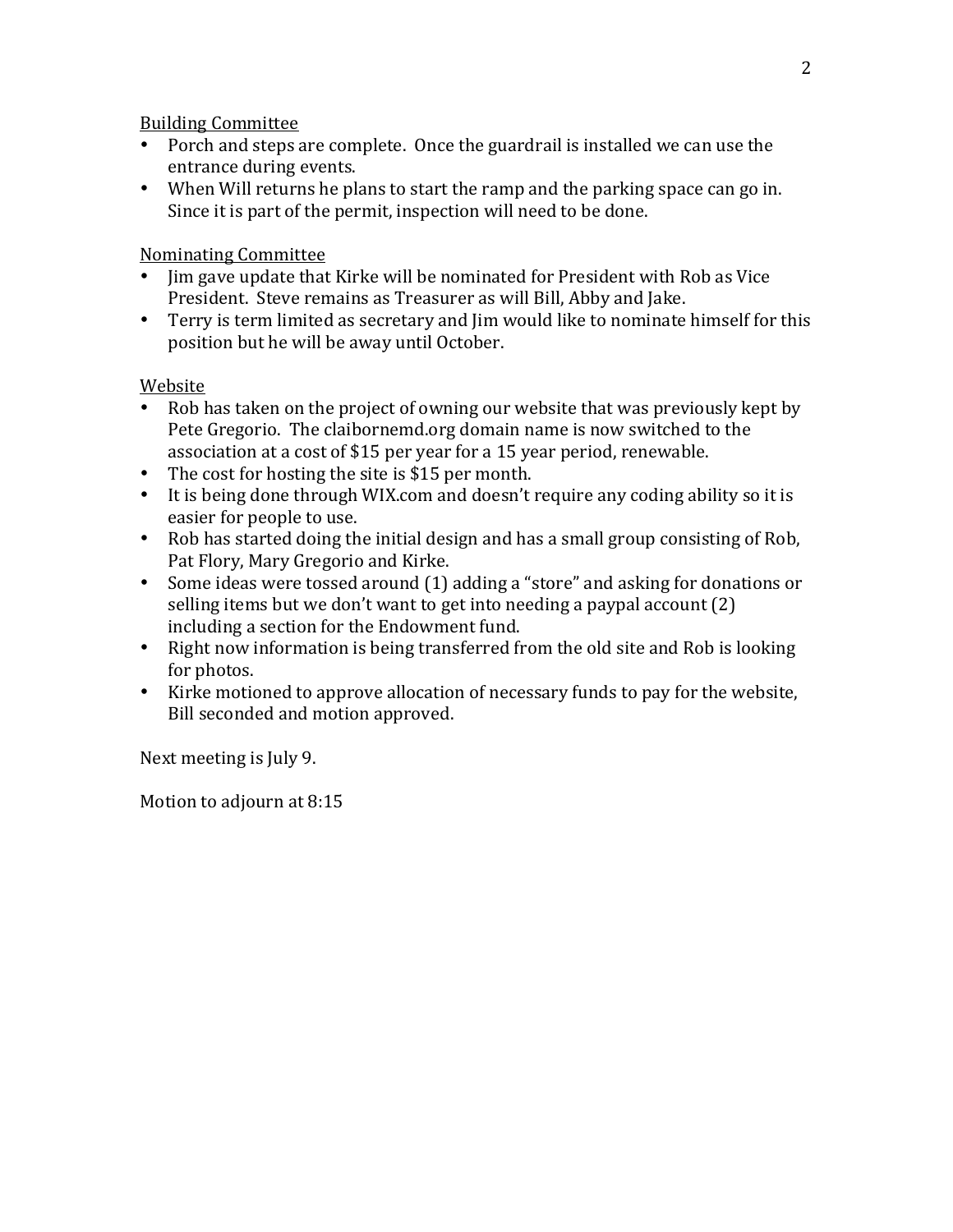Building Committee

- Porch and steps are complete. Once the guardrail is installed we can use the entrance during events.
- When Will returns he plans to start the ramp and the parking space can go in. Since it is part of the permit, inspection will need to be done.

Nominating Committee

- Jim gave update that Kirke will be nominated for President with Rob as Vice President. Steve remains as Treasurer as will Bill, Abby and Jake.
- Terry is term limited as secretary and Jim would like to nominate himself for this position but he will be away until October.

Website

- Rob has taken on the project of owning our website that was previously kept by Pete Gregorio. The clabornemd.org domain name is now switched to the association at a cost of $15 per year for a 15 year period, renewable.
- The cost for hosting the site is $15 per month.
- It is being done through WIX.com and doesn't require any coding ability so it is easier for people to use.
- Rob has started doing the initial design and has a small group consisting of Rob, Pat Flory, Mary Gregorio and Kirke.
- Some ideas were tossed around (1) adding a "store" and asking for donations or selling items but we don't want to get into needing a paypal account (2) including a section for the Endowment fund.
- Right now information is being transferred from the old site and Rob is looking for photos.
- Kirke motioned to approve allocation of necessary funds to pay for the website, Bill seconded and motion approved.

Next meeting is July 9.

Motion to adjourn at 8:15